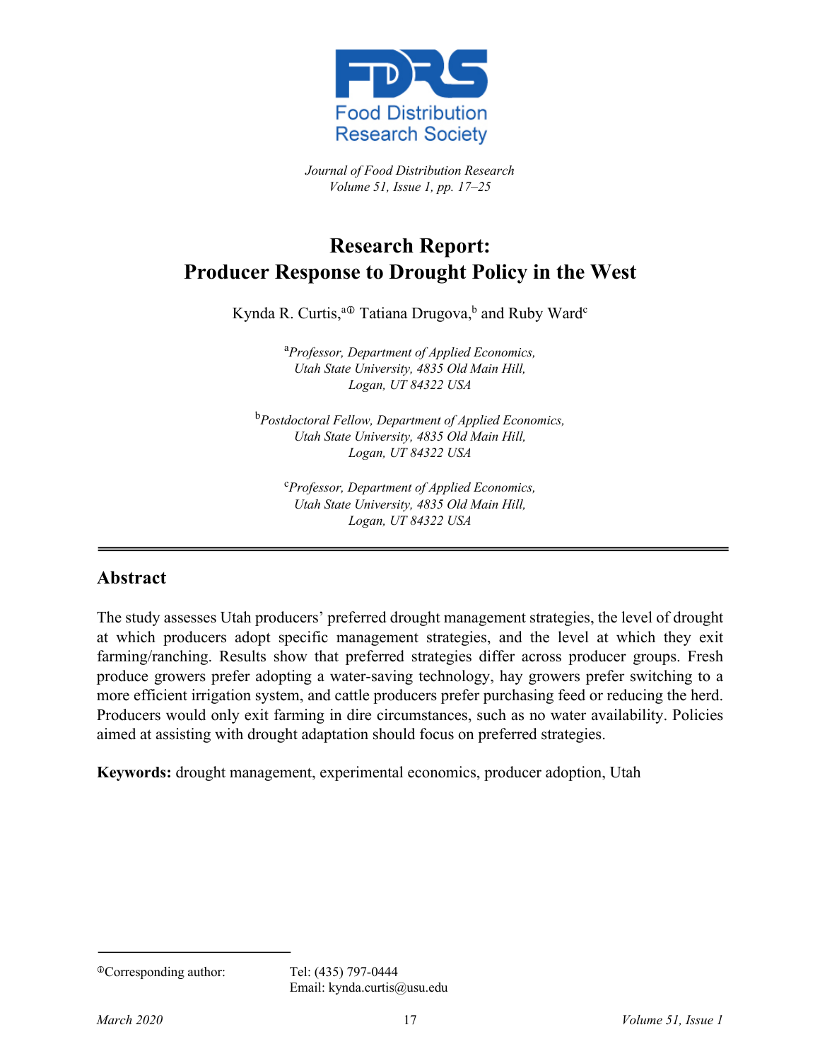# Research Report: Producer Response to Drought Policy in the West

Kynda R. Curtis,[a] Tatiana Drugova,[b] and Ruby Ward[c]

[a]*Professor, Department of Applied Economics, Utah State University, 4835 Old Main Hill, Logan, UT 84322 USA*

[b]*Postdoctoral Fellow, Department of Applied Economics, Utah State University, 4835 Old Main Hill, Logan, UT 84322 USA*

[c]*Professor, Department of Applied Economics, Utah State University, 4835 Old Main Hill, Logan, UT 84322 USA*

## Abstract

The study assesses Utah producers' preferred drought management strategies, the level of drought at which producers adopt specific management strategies, and the level at which they exit farming/ranching. Results show that preferred strategies differ across producer groups. Fresh produce growers prefer adopting a water-saving technology, hay growers prefer switching to a more efficient irrigation system, and cattle producers prefer purchasing feed or reducing the herd. Producers would only exit farming in dire circumstances, such as no water availability. Policies aimed at assisting with drought adaptation should focus on preferred strategies.

**Keywords:** drought management, experimental economics, producer adoption, Utah

Corresponding author: Tel: (435) 797-0444 Email: kynda.curtis@usu.edu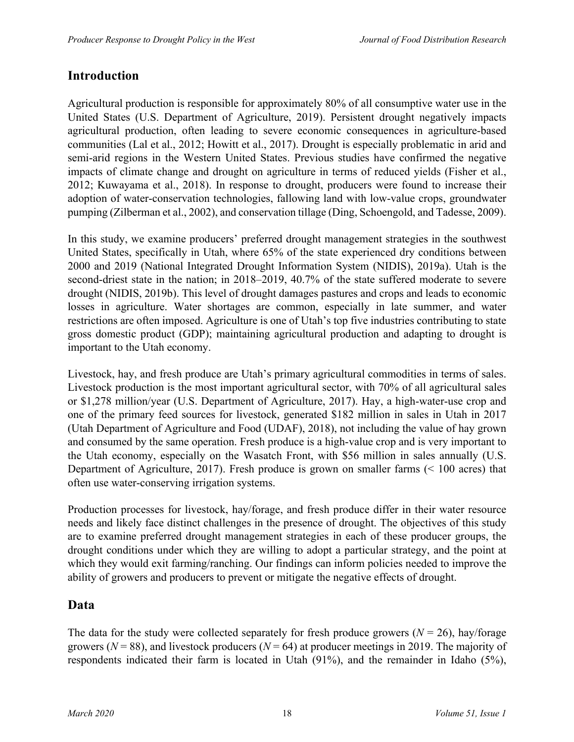## Introduction

Agricultural production is responsible for approximately 80% of all consumptive water use in the United States (U.S. Department of Agriculture, 2019). Persistent drought negatively impacts agricultural production, often leading to severe economic consequences in agriculture-based communities (Lal et al., 2012; Howitt et al., 2017). Drought is especially problematic in arid and semi-arid regions in the Western United States. Previous studies have confirmed the negative impacts of climate change and drought on agriculture in terms of reduced yields (Fisher et al., 2012; Kuwayama et al., 2018). In response to drought, producers were found to increase their adoption of water-conservation technologies, fallowing land with low-value crops, groundwater pumping (Zilberman et al., 2002), and conservation tillage (Ding, Schoengold, and Tadesse, 2009).

In this study, we examine producers' preferred drought management strategies in the southwest United States, specifically in Utah, where 65% of the state experienced dry conditions between 2000 and 2019 (National Integrated Drought Information System (NIDIS), 2019a). Utah is the second-driest state in the nation; in 2018–2019, 40.7% of the state suffered moderate to severe drought (NIDIS, 2019b). This level of drought damages pastures and crops and leads to economic losses in agriculture. Water shortages are common, especially in late summer, and water restrictions are often imposed. Agriculture is one of Utah's top five industries contributing to state gross domestic product (GDP); maintaining agricultural production and adapting to drought is important to the Utah economy.

Livestock, hay, and fresh produce are Utah's primary agricultural commodities in terms of sales. Livestock production is the most important agricultural sector, with 70% of all agricultural sales or $1,278 million/year (U.S. Department of Agriculture, 2017). Hay, a high-water-use crop and one of the primary feed sources for livestock, generated $182 million in sales in Utah in 2017 (Utah Department of Agriculture and Food (UDAF), 2018), not including the value of hay grown and consumed by the same operation. Fresh produce is a high-value crop and is very important to the Utah economy, especially on the Wasatch Front, with $56 million in sales annually (U.S. Department of Agriculture, 2017). Fresh produce is grown on smaller farms (< 100 acres) that often use water-conserving irrigation systems.

Production processes for livestock, hay/forage, and fresh produce differ in their water resource needs and likely face distinct challenges in the presence of drought. The objectives of this study are to examine preferred drought management strategies in each of these producer groups, the drought conditions under which they are willing to adopt a particular strategy, and the point at which they would exit farming/ranching. Our findings can inform policies needed to improve the ability of growers and producers to prevent or mitigate the negative effects of drought.

## Data

The data for the study were collected separately for fresh produce growers ($N = 26$), hay/forage growers ($N = 88$), and livestock producers ($N = 64$) at producer meetings in 2019. The majority of respondents indicated their farm is located in Utah (91%), and the remainder in Idaho (5%),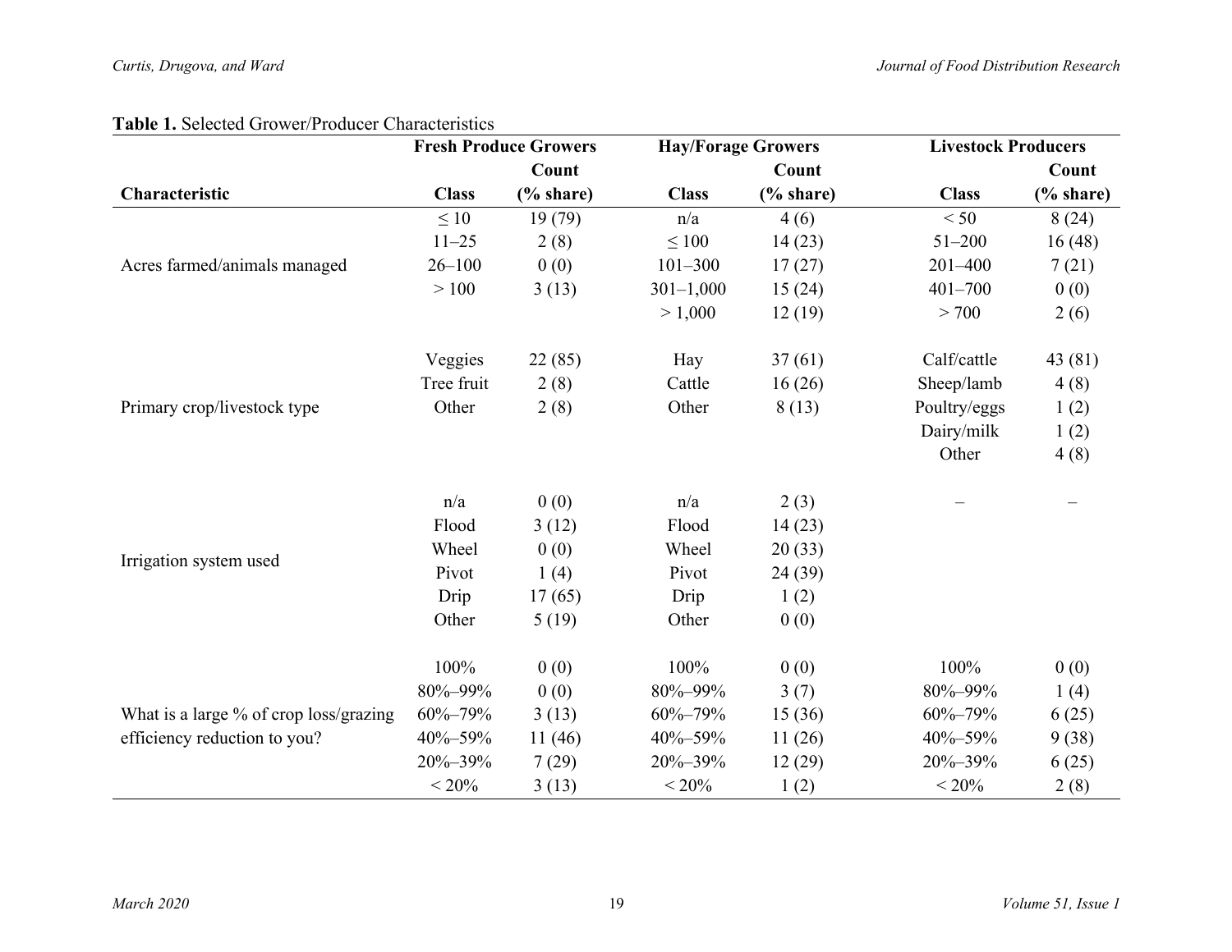**Table 1.** Selected Grower/Producer Characteristics

| Characteristic | Fresh Produce Growers | | Hay/Forage Growers | | Livestock Producers | |
|---|---|---|---|---|---|---|
| | Class | Count (% share) | Class | Count (% share) | Class | Count (% share) |
| Acres farmed/animals managed | ≤ 10 | 19 (79) | n/a | 4 (6) | < 50 | 8 (24) |
| | 11–25 | 2 (8) | ≤ 100 | 14 (23) | 51–200 | 16 (48) |
| | 26–100 | 0 (0) | 101–300 | 17 (27) | 201–400 | 7 (21) |
| | > 100 | 3 (13) | 301–1,000 | 15 (24) | 401–700 | 0 (0) |
| | | | > 1,000 | 12 (19) | > 700 | 2 (6) |
| Primary crop/livestock type | Veggies | 22 (85) | Hay | 37 (61) | Calf/cattle | 43 (81) |
| | Tree fruit | 2 (8) | Cattle | 16 (26) | Sheep/lamb | 4 (8) |
| | Other | 2 (8) | Other | 8 (13) | Poultry/eggs | 1 (2) |
| | | | | | Dairy/milk | 1 (2) |
| | | | | | Other | 4 (8) |
| Irrigation system used | n/a | 0 (0) | n/a | 2 (3) | – | – |
| | Flood | 3 (12) | Flood | 14 (23) | | |
| | Wheel | 0 (0) | Wheel | 20 (33) | | |
| | Pivot | 1 (4) | Pivot | 24 (39) | | |
| | Drip | 17 (65) | Drip | 1 (2) | | |
| | Other | 5 (19) | Other | 0 (0) | | |
| What is a large % of crop loss/grazing efficiency reduction to you? | 100% | 0 (0) | 100% | 0 (0) | 100% | 0 (0) |
| | 80%–99% | 0 (0) | 80%–99% | 3 (7) | 80%–99% | 1 (4) |
| | 60%–79% | 3 (13) | 60%–79% | 15 (36) | 60%–79% | 6 (25) |
| | 40%–59% | 11 (46) | 40%–59% | 11 (26) | 40%–59% | 9 (38) |
| | 20%–39% | 7 (29) | 20%–39% | 12 (29) | 20%–39% | 6 (25) |
| | < 20% | 3 (13) | < 20% | 1 (2) | < 20% | 2 (8) |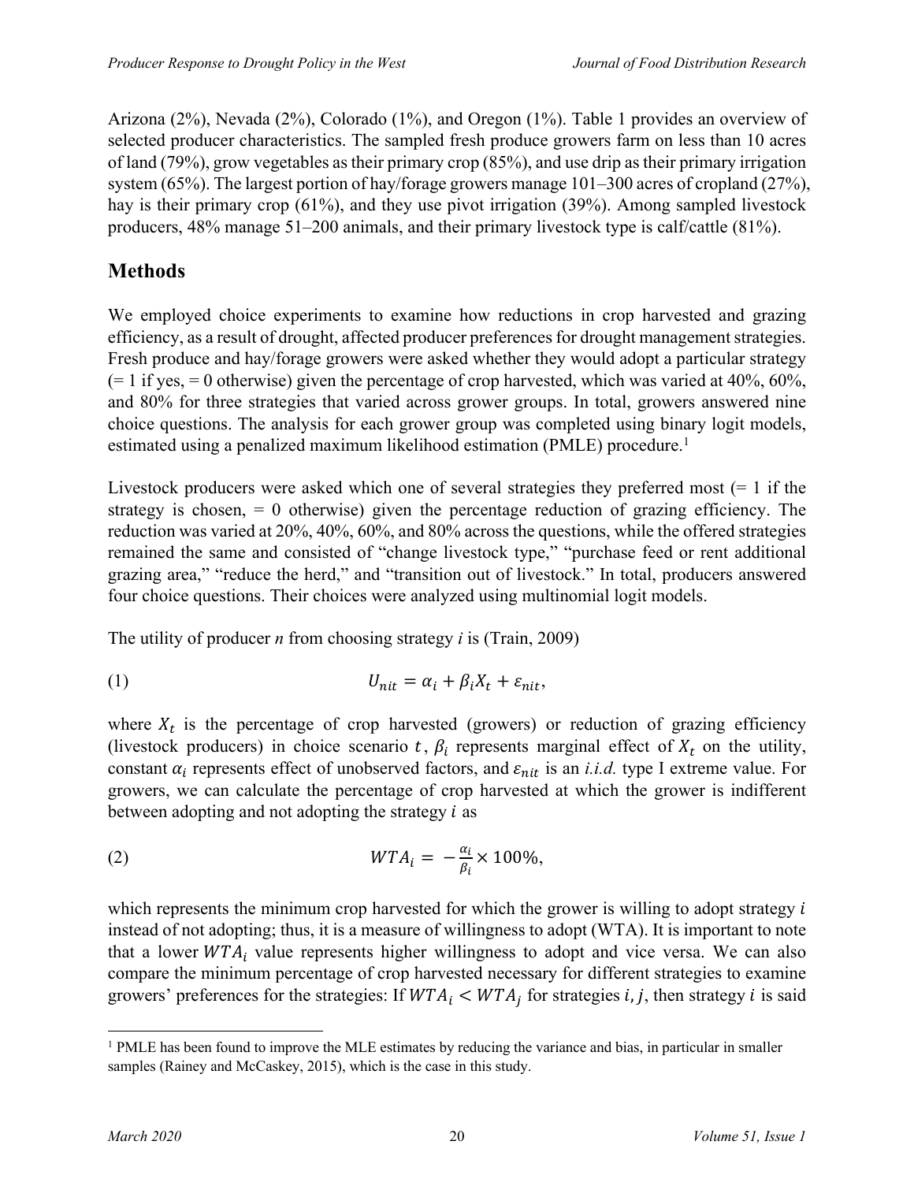Arizona (2%), Nevada (2%), Colorado (1%), and Oregon (1%). Table 1 provides an overview of selected producer characteristics. The sampled fresh produce growers farm on less than 10 acres of land (79%), grow vegetables as their primary crop (85%), and use drip as their primary irrigation system (65%). The largest portion of hay/forage growers manage 101–300 acres of cropland (27%), hay is their primary crop (61%), and they use pivot irrigation (39%). Among sampled livestock producers, 48% manage 51–200 animals, and their primary livestock type is calf/cattle (81%).

## Methods

We employed choice experiments to examine how reductions in crop harvested and grazing efficiency, as a result of drought, affected producer preferences for drought management strategies. Fresh produce and hay/forage growers were asked whether they would adopt a particular strategy (= 1 if yes, = 0 otherwise) given the percentage of crop harvested, which was varied at 40%, 60%, and 80% for three strategies that varied across grower groups. In total, growers answered nine choice questions. The analysis for each grower group was completed using binary logit models, estimated using a penalized maximum likelihood estimation (PMLE) procedure.[1]

Livestock producers were asked which one of several strategies they preferred most (= 1 if the strategy is chosen, = 0 otherwise) given the percentage reduction of grazing efficiency. The reduction was varied at 20%, 40%, 60%, and 80% across the questions, while the offered strategies remained the same and consisted of "change livestock type," "purchase feed or rent additional grazing area," "reduce the herd," and "transition out of livestock." In total, producers answered four choice questions. Their choices were analyzed using multinomial logit models.

The utility of producer *n* from choosing strategy *i* is (Train, 2009)

$$U_{nit} = \alpha_i + \beta_i X_t + \varepsilon_{nit}, \tag{1}$$

where $X_t$ is the percentage of crop harvested (growers) or reduction of grazing efficiency (livestock producers) in choice scenario $t$, $\beta_i$ represents marginal effect of $X_t$ on the utility, constant $\alpha_i$ represents effect of unobserved factors, and $\varepsilon_{nit}$ is an *i.i.d.* type I extreme value. For growers, we can calculate the percentage of crop harvested at which the grower is indifferent between adopting and not adopting the strategy $i$ as

$$WTA_i = -\frac{\alpha_i}{\beta_i} \times 100\%, \tag{2}$$

which represents the minimum crop harvested for which the grower is willing to adopt strategy $i$ instead of not adopting; thus, it is a measure of willingness to adopt (WTA). It is important to note that a lower $WTA_i$ value represents higher willingness to adopt and vice versa. We can also compare the minimum percentage of crop harvested necessary for different strategies to examine growers' preferences for the strategies: If $WTA_i < WTA_j$ for strategies $i, j$, then strategy $i$ is said

[1] PMLE has been found to improve the MLE estimates by reducing the variance and bias, in particular in smaller samples (Rainey and McCaskey, 2015), which is the case in this study.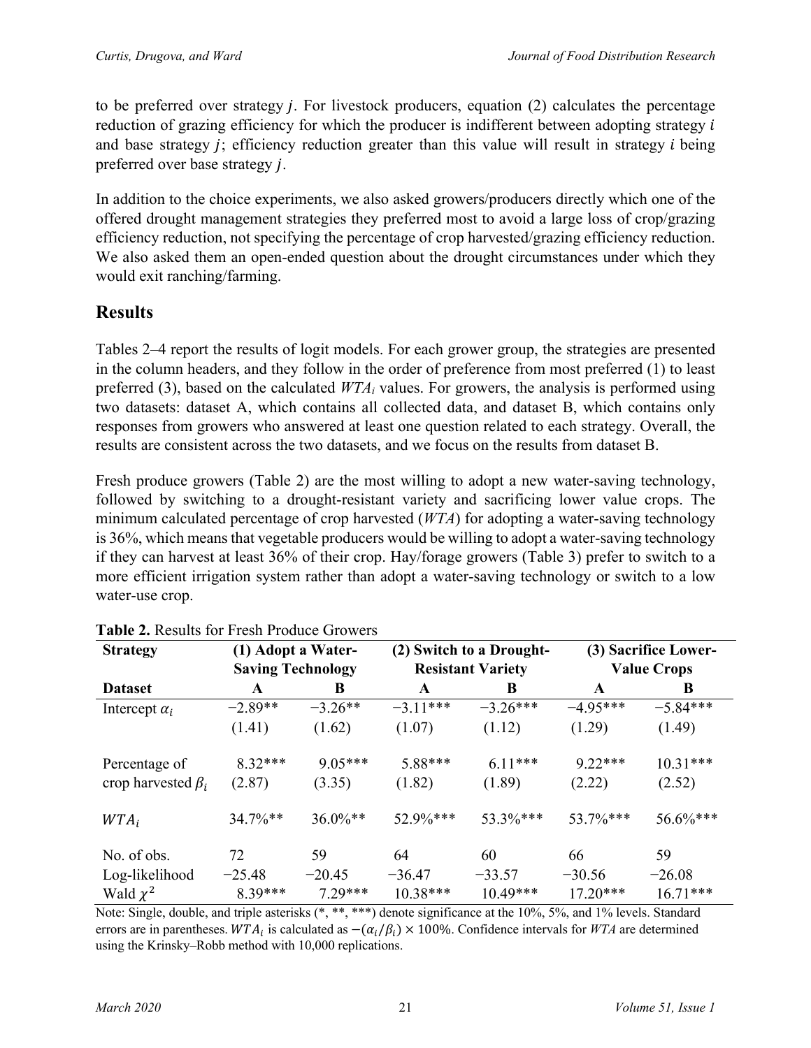to be preferred over strategy $j$. For livestock producers, equation (2) calculates the percentage reduction of grazing efficiency for which the producer is indifferent between adopting strategy $i$ and base strategy $j$; efficiency reduction greater than this value will result in strategy $i$ being preferred over base strategy $j$.

In addition to the choice experiments, we also asked growers/producers directly which one of the offered drought management strategies they preferred most to avoid a large loss of crop/grazing efficiency reduction, not specifying the percentage of crop harvested/grazing efficiency reduction. We also asked them an open-ended question about the drought circumstances under which they would exit ranching/farming.

## Results

Tables 2–4 report the results of logit models. For each grower group, the strategies are presented in the column headers, and they follow in the order of preference from most preferred (1) to least preferred (3), based on the calculated $WTA_i$ values. For growers, the analysis is performed using two datasets: dataset A, which contains all collected data, and dataset B, which contains only responses from growers who answered at least one question related to each strategy. Overall, the results are consistent across the two datasets, and we focus on the results from dataset B.

Fresh produce growers (Table 2) are the most willing to adopt a new water-saving technology, followed by switching to a drought-resistant variety and sacrificing lower value crops. The minimum calculated percentage of crop harvested (*WTA*) for adopting a water-saving technology is 36%, which means that vegetable producers would be willing to adopt a water-saving technology if they can harvest at least 36% of their crop. Hay/forage growers (Table 3) prefer to switch to a more efficient irrigation system rather than adopt a water-saving technology or switch to a low water-use crop.

**Table 2.** Results for Fresh Produce Growers

| Strategy | (1) Adopt a Water-Saving Technology | | (2) Switch to a Drought-Resistant Variety | | (3) Sacrifice Lower-Value Crops | |
|---|---|---|---|---|---|---|
| **Dataset** | **A** | **B** | **A** | **B** | **A** | **B** |
| Intercept $\alpha_i$ | −2.89** | −3.26** | −3.11*** | −3.26*** | −4.95*** | −5.84*** |
| | (1.41) | (1.62) | (1.07) | (1.12) | (1.29) | (1.49) |
| Percentage of crop harvested $\beta_i$ | 8.32*** | 9.05*** | 5.88*** | 6.11*** | 9.22*** | 10.31*** |
| | (2.87) | (3.35) | (1.82) | (1.89) | (2.22) | (2.52) |
| $WTA_i$ | 34.7%** | 36.0%** | 52.9%*** | 53.3%*** | 53.7%*** | 56.6%*** |
| No. of obs. | 72 | 59 | 64 | 60 | 66 | 59 |
| Log-likelihood | −25.48 | −20.45 | −36.47 | −33.57 | −30.56 | −26.08 |
| Wald $\chi^2$ | 8.39*** | 7.29*** | 10.38*** | 10.49*** | 17.20*** | 16.71*** |

Note: Single, double, and triple asterisks (*, **, ***) denote significance at the 10%, 5%, and 1% levels. Standard errors are in parentheses. $WTA_i$ is calculated as $-(\alpha_i/\beta_i) \times 100\%$. Confidence intervals for *WTA* are determined using the Krinsky–Robb method with 10,000 replications.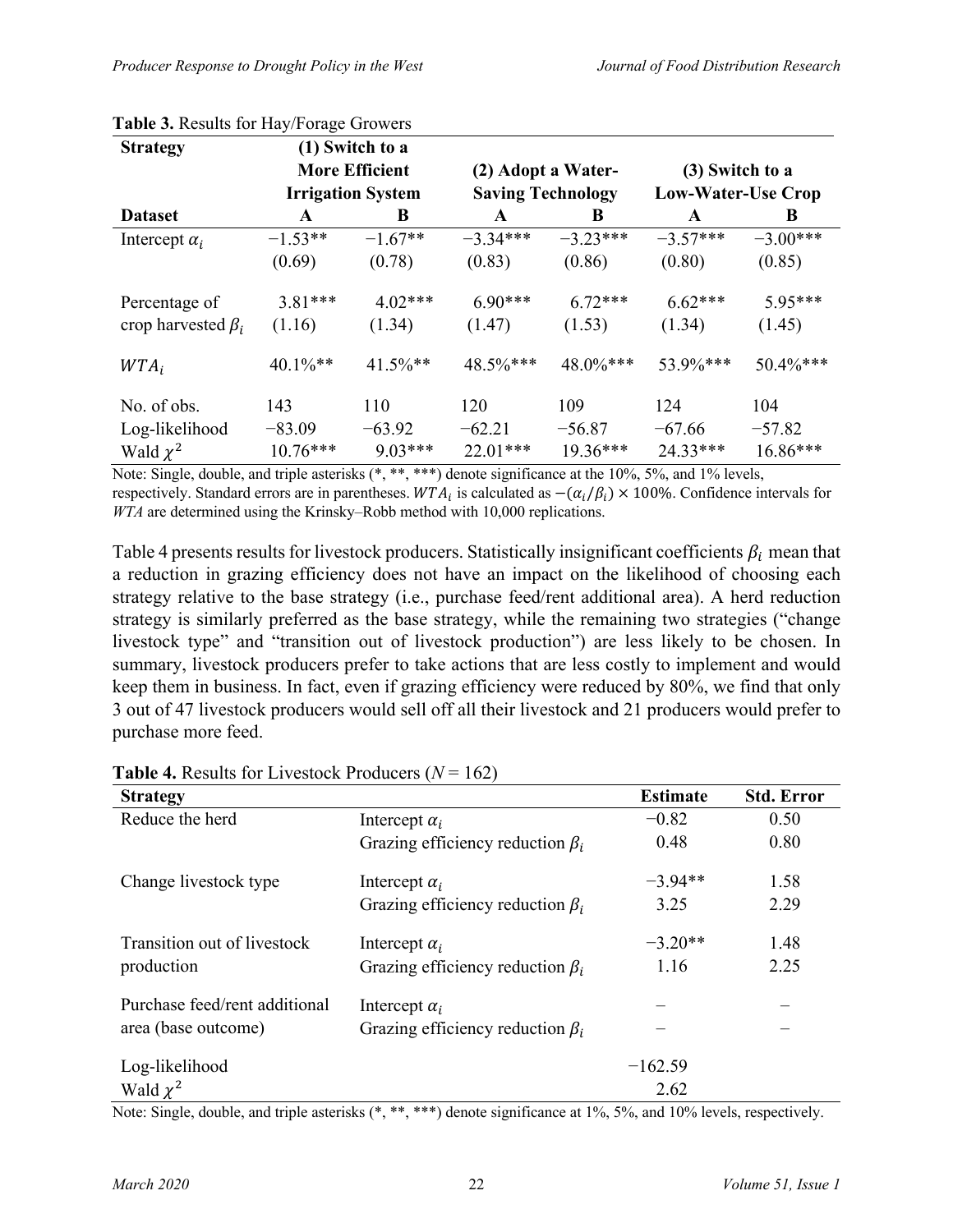**Table 3.** Results for Hay/Forage Growers

| Strategy | (1) Switch to a More Efficient Irrigation System | | (2) Adopt a Water-Saving Technology | | (3) Switch to a Low-Water-Use Crop | |
|---|---|---|---|---|---|---|
| **Dataset** | **A** | **B** | **A** | **B** | **A** | **B** |
| Intercept $\alpha_i$ | −1.53** | −1.67** | −3.34*** | −3.23*** | −3.57*** | −3.00*** |
| | (0.69) | (0.78) | (0.83) | (0.86) | (0.80) | (0.85) |
| Percentage of crop harvested $\beta_i$ | 3.81*** | 4.02*** | 6.90*** | 6.72*** | 6.62*** | 5.95*** |
| | (1.16) | (1.34) | (1.47) | (1.53) | (1.34) | (1.45) |
| $WTA_i$ | 40.1%** | 41.5%** | 48.5%*** | 48.0%*** | 53.9%*** | 50.4%*** |
| No. of obs. | 143 | 110 | 120 | 109 | 124 | 104 |
| Log-likelihood | −83.09 | −63.92 | −62.21 | −56.87 | −67.66 | −57.82 |
| Wald $\chi^2$ | 10.76*** | 9.03*** | 22.01*** | 19.36*** | 24.33*** | 16.86*** |

Note: Single, double, and triple asterisks (*, **, ***) denote significance at the 10%, 5%, and 1% levels, respectively. Standard errors are in parentheses. $WTA_i$ is calculated as $-(\alpha_i/\beta_i) \times 100\%$. Confidence intervals for *WTA* are determined using the Krinsky–Robb method with 10,000 replications.

Table 4 presents results for livestock producers. Statistically insignificant coefficients $\beta_i$ mean that a reduction in grazing efficiency does not have an impact on the likelihood of choosing each strategy relative to the base strategy (i.e., purchase feed/rent additional area). A herd reduction strategy is similarly preferred as the base strategy, while the remaining two strategies ("change livestock type" and "transition out of livestock production") are less likely to be chosen. In summary, livestock producers prefer to take actions that are less costly to implement and would keep them in business. In fact, even if grazing efficiency were reduced by 80%, we find that only 3 out of 47 livestock producers would sell off all their livestock and 21 producers would prefer to purchase more feed.

**Table 4.** Results for Livestock Producers ($N$ = 162)

| Strategy | | Estimate | Std. Error |
|---|---|---|---|
| Reduce the herd | Intercept $\alpha_i$ | −0.82 | 0.50 |
| | Grazing efficiency reduction $\beta_i$ | 0.48 | 0.80 |
| Change livestock type | Intercept $\alpha_i$ | −3.94** | 1.58 |
| | Grazing efficiency reduction $\beta_i$ | 3.25 | 2.29 |
| Transition out of livestock production | Intercept $\alpha_i$ | −3.20** | 1.48 |
| | Grazing efficiency reduction $\beta_i$ | 1.16 | 2.25 |
| Purchase feed/rent additional area (base outcome) | Intercept $\alpha_i$ | – | – |
| | Grazing efficiency reduction $\beta_i$ | – | – |
| Log-likelihood | | −162.59 | |
| Wald $\chi^2$ | | 2.62 | |

Note: Single, double, and triple asterisks (*, **, ***) denote significance at 1%, 5%, and 10% levels, respectively.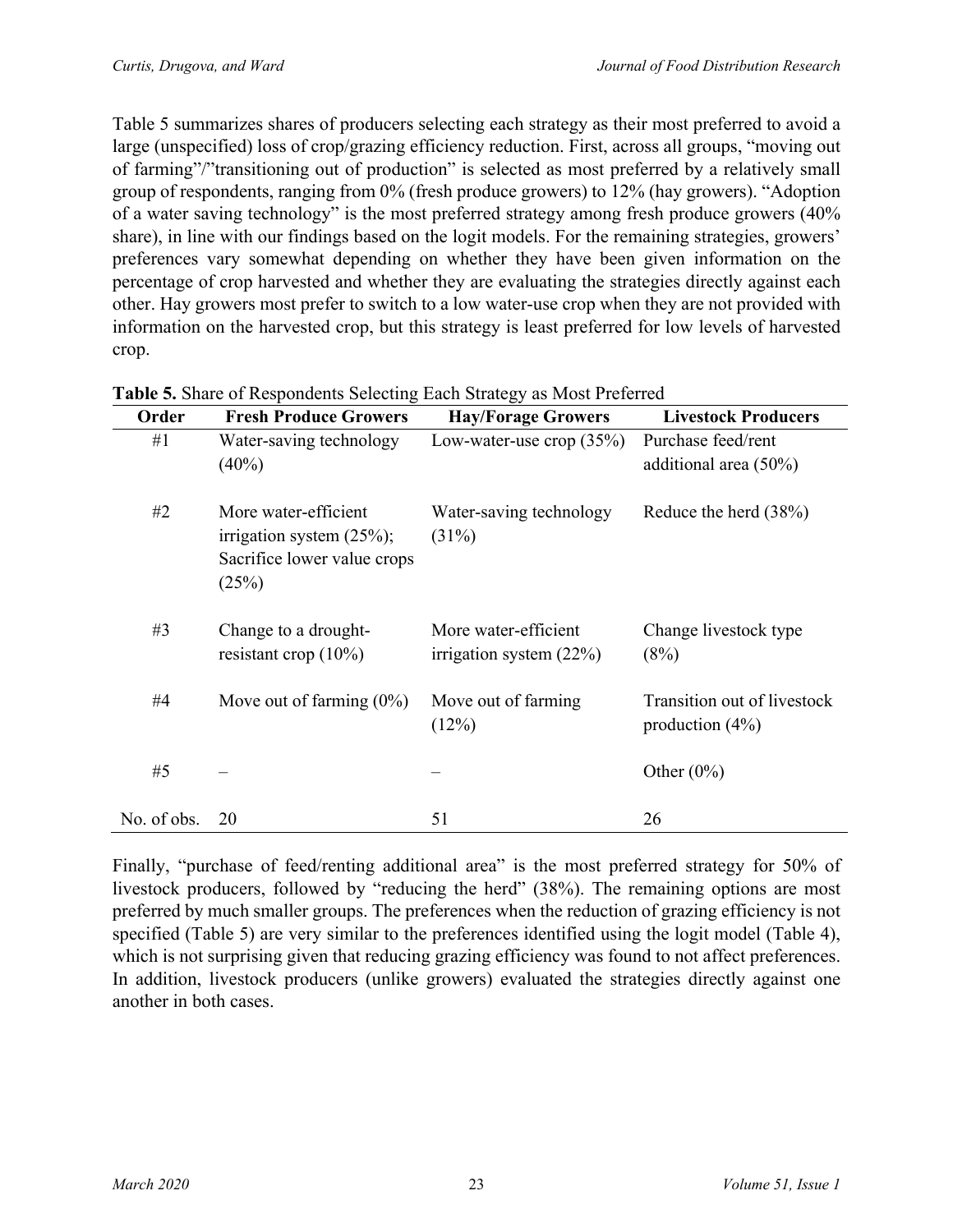Table 5 summarizes shares of producers selecting each strategy as their most preferred to avoid a large (unspecified) loss of crop/grazing efficiency reduction. First, across all groups, "moving out of farming"/"transitioning out of production" is selected as most preferred by a relatively small group of respondents, ranging from 0% (fresh produce growers) to 12% (hay growers). "Adoption of a water saving technology" is the most preferred strategy among fresh produce growers (40% share), in line with our findings based on the logit models. For the remaining strategies, growers' preferences vary somewhat depending on whether they have been given information on the percentage of crop harvested and whether they are evaluating the strategies directly against each other. Hay growers most prefer to switch to a low water-use crop when they are not provided with information on the harvested crop, but this strategy is least preferred for low levels of harvested crop.

**Table 5.** Share of Respondents Selecting Each Strategy as Most Preferred

| Order | Fresh Produce Growers | Hay/Forage Growers | Livestock Producers |
|---|---|---|---|
| #1 | Water-saving technology (40%) | Low-water-use crop (35%) | Purchase feed/rent additional area (50%) |
| #2 | More water-efficient irrigation system (25%); Sacrifice lower value crops (25%) | Water-saving technology (31%) | Reduce the herd (38%) |
| #3 | Change to a drought-resistant crop (10%) | More water-efficient irrigation system (22%) | Change livestock type (8%) |
| #4 | Move out of farming (0%) | Move out of farming (12%) | Transition out of livestock production (4%) |
| #5 | – | – | Other (0%) |
| No. of obs. | 20 | 51 | 26 |

Finally, "purchase of feed/renting additional area" is the most preferred strategy for 50% of livestock producers, followed by "reducing the herd" (38%). The remaining options are most preferred by much smaller groups. The preferences when the reduction of grazing efficiency is not specified (Table 5) are very similar to the preferences identified using the logit model (Table 4), which is not surprising given that reducing grazing efficiency was found to not affect preferences. In addition, livestock producers (unlike growers) evaluated the strategies directly against one another in both cases.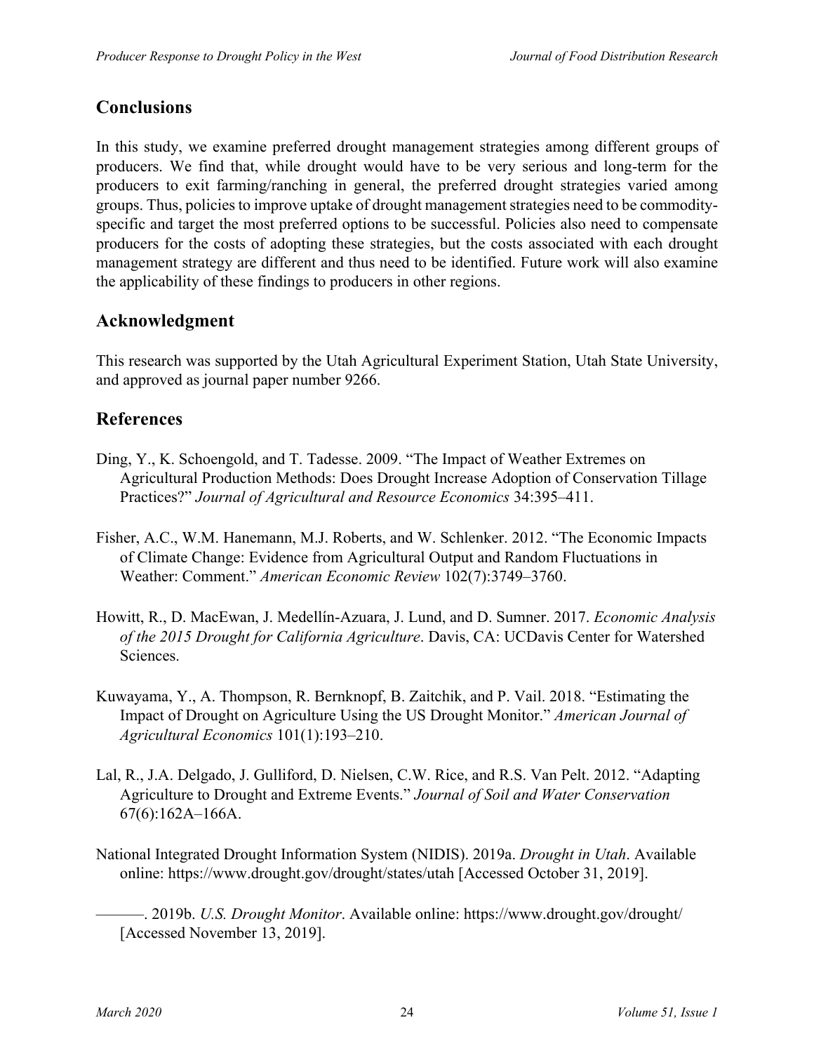## Conclusions

In this study, we examine preferred drought management strategies among different groups of producers. We find that, while drought would have to be very serious and long-term for the producers to exit farming/ranching in general, the preferred drought strategies varied among groups. Thus, policies to improve uptake of drought management strategies need to be commodity-specific and target the most preferred options to be successful. Policies also need to compensate producers for the costs of adopting these strategies, but the costs associated with each drought management strategy are different and thus need to be identified. Future work will also examine the applicability of these findings to producers in other regions.

## Acknowledgment

This research was supported by the Utah Agricultural Experiment Station, Utah State University, and approved as journal paper number 9266.

## References

Ding, Y., K. Schoengold, and T. Tadesse. 2009. "The Impact of Weather Extremes on Agricultural Production Methods: Does Drought Increase Adoption of Conservation Tillage Practices?" *Journal of Agricultural and Resource Economics* 34:395–411.

Fisher, A.C., W.M. Hanemann, M.J. Roberts, and W. Schlenker. 2012. "The Economic Impacts of Climate Change: Evidence from Agricultural Output and Random Fluctuations in Weather: Comment." *American Economic Review* 102(7):3749–3760.

Howitt, R., D. MacEwan, J. Medellín-Azuara, J. Lund, and D. Sumner. 2017. *Economic Analysis of the 2015 Drought for California Agriculture*. Davis, CA: UCDavis Center for Watershed Sciences.

Kuwayama, Y., A. Thompson, R. Bernknopf, B. Zaitchik, and P. Vail. 2018. "Estimating the Impact of Drought on Agriculture Using the US Drought Monitor." *American Journal of Agricultural Economics* 101(1):193–210.

Lal, R., J.A. Delgado, J. Gulliford, D. Nielsen, C.W. Rice, and R.S. Van Pelt. 2012. "Adapting Agriculture to Drought and Extreme Events." *Journal of Soil and Water Conservation* 67(6):162A–166A.

National Integrated Drought Information System (NIDIS). 2019a. *Drought in Utah*. Available online: https://www.drought.gov/drought/states/utah [Accessed October 31, 2019].

———. 2019b. *U.S. Drought Monitor*. Available online: https://www.drought.gov/drought/ [Accessed November 13, 2019].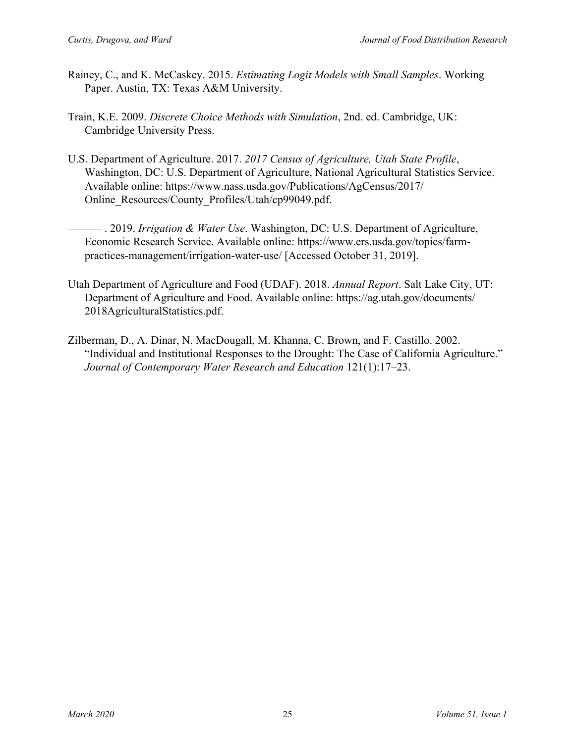Rainey, C., and K. McCaskey. 2015. *Estimating Logit Models with Small Samples*. Working Paper. Austin, TX: Texas A&M University.

Train, K.E. 2009. *Discrete Choice Methods with Simulation*, 2nd. ed. Cambridge, UK: Cambridge University Press.

U.S. Department of Agriculture. 2017. *2017 Census of Agriculture, Utah State Profile*, Washington, DC: U.S. Department of Agriculture, National Agricultural Statistics Service. Available online: https://www.nass.usda.gov/Publications/AgCensus/2017/Online_Resources/County_Profiles/Utah/cp99049.pdf.

——— . 2019. *Irrigation & Water Use*. Washington, DC: U.S. Department of Agriculture, Economic Research Service. Available online: https://www.ers.usda.gov/topics/farm-practices-management/irrigation-water-use/ [Accessed October 31, 2019].

Utah Department of Agriculture and Food (UDAF). 2018. *Annual Report*. Salt Lake City, UT: Department of Agriculture and Food. Available online: https://ag.utah.gov/documents/2018AgriculturalStatistics.pdf.

Zilberman, D., A. Dinar, N. MacDougall, M. Khanna, C. Brown, and F. Castillo. 2002. "Individual and Institutional Responses to the Drought: The Case of California Agriculture." *Journal of Contemporary Water Research and Education* 121(1):17–23.